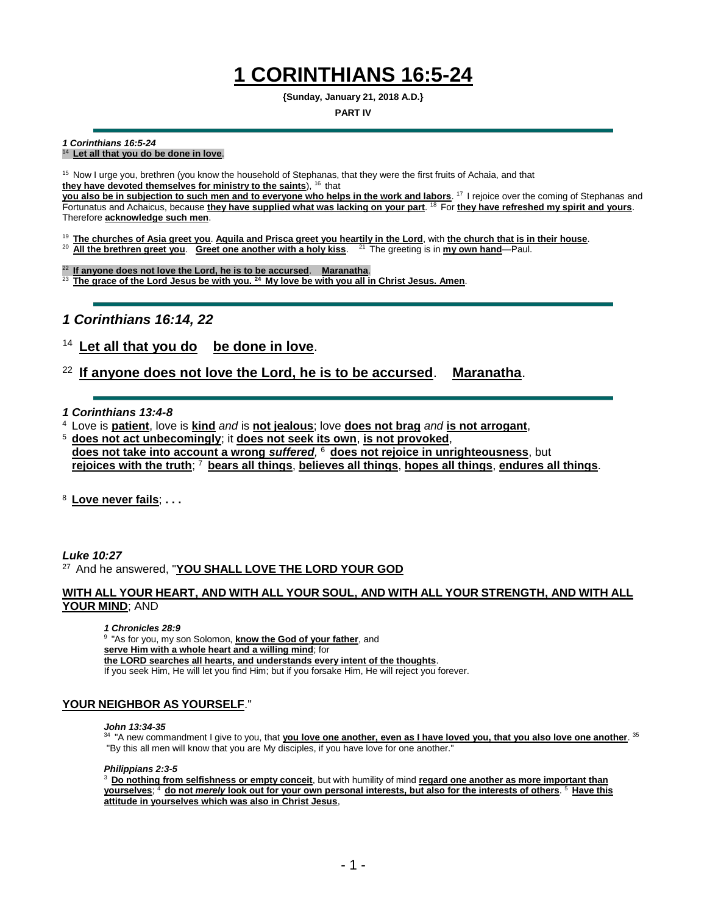# 1 CORINTHIANS 16:5-24

**{Sunday, January 21, 2018 A.D.}**

**PART IV**

---

***1 Corinthians 16:5-24***

[14] **Let all that you do be done in love**.

[15] Now I urge you, brethren (you know the household of Stephanas, that they were the first fruits of Achaia, and that **they have devoted themselves for ministry to the saints**), [16] that **you also be in subjection to such men and to everyone who helps in the work and labors**. [17] I rejoice over the coming of Stephanas and Fortunatus and Achaicus, because **they have supplied what was lacking on your part**. [18] For **they have refreshed my spirit and yours**. Therefore **acknowledge such men**.

[19] **The churches of Asia greet you**. **Aquila and Prisca greet you heartily in the Lord**, with **the church that is in their house**.
[20] **All the brethren greet you**. **Greet one another with a holy kiss**. [21] The greeting is in **my own hand**—Paul.

[22] **If anyone does not love the Lord, he is to be accursed**. **Maranatha**.
[23] **The grace of the Lord Jesus be with you.** [24] **My love be with you all in Christ Jesus. Amen**.

---

## *1 Corinthians 16:14, 22*

[14] **Let all that you do be done in love**.

[22] **If anyone does not love the Lord, he is to be accursed**. **Maranatha**.

---

***1 Corinthians 13:4-8***

[4] Love is **patient**, love is **kind** *and* is **not jealous**; love **does not brag** *and* **is not arrogant**,
[5] **does not act unbecomingly**; it **does not seek its own**, **is not provoked**, **does not take into account a wrong *suffered*,** [6] **does not rejoice in unrighteousness**, but **rejoices with the truth**; [7] **bears all things**, **believes all things**, **hopes all things**, **endures all things**.

[8] **Love never fails**; **. . .**

***Luke 10:27***

[27] And he answered, "**YOU SHALL LOVE THE LORD YOUR GOD**

**WITH ALL YOUR HEART, AND WITH ALL YOUR SOUL, AND WITH ALL YOUR STRENGTH, AND WITH ALL YOUR MIND**; AND

> ***1 Chronicles 28:9***
> [9] "As for you, my son Solomon, **know the God of your father**, and **serve Him with a whole heart and a willing mind**; for **the LORD searches all hearts, and understands every intent of the thoughts**.
> If you seek Him, He will let you find Him; but if you forsake Him, He will reject you forever.

**YOUR NEIGHBOR AS YOURSELF**."

> ***John 13:34-35***
> [34] "A new commandment I give to you, that **you love one another, even as I have loved you, that you also love one another**. [35] "By this all men will know that you are My disciples, if you have love for one another."
>
> ***Philippians 2:3-5***
> [3] **Do nothing from selfishness or empty conceit**, but with humility of mind **regard one another as more important than yourselves**; [4] **do not *merely* look out for your own personal interests, but also for the interests of others**. [5] **Have this attitude in yourselves which was also in Christ Jesus**,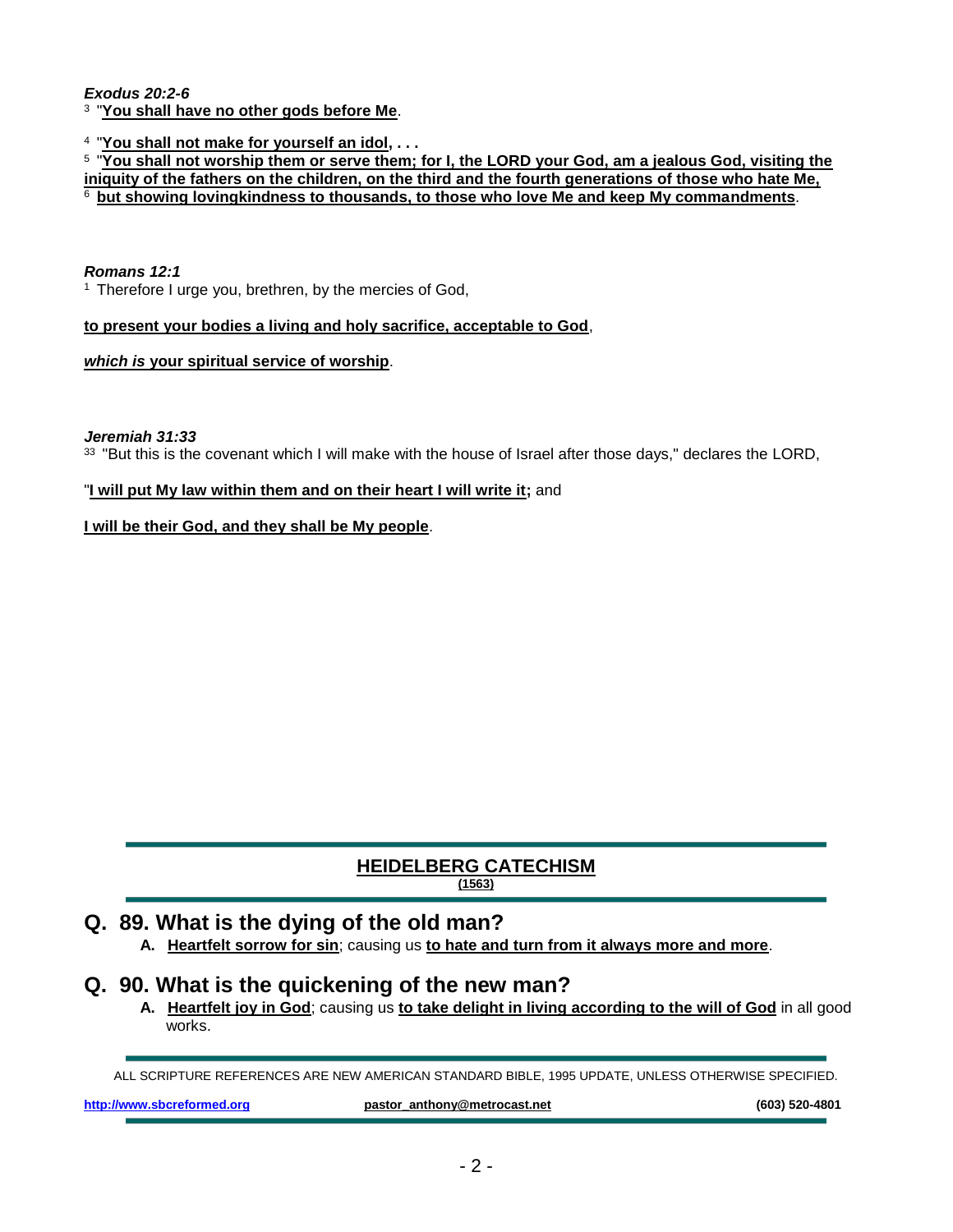***Exodus 20:2-6***

[3] "**You shall have no other gods before Me**.

[4] "**You shall not make for yourself an idol, . . .**

[5] "**You shall not worship them or serve them; for I, the LORD your God, am a jealous God, visiting the iniquity of the fathers on the children, on the third and the fourth generations of those who hate Me,**

[6] **but showing lovingkindness to thousands, to those who love Me and keep My commandments**.

***Romans 12:1***

[1] Therefore I urge you, brethren, by the mercies of God,

**to present your bodies a living and holy sacrifice, acceptable to God**,

***which is* your spiritual service of worship**.

***Jeremiah 31:33***

[33] "But this is the covenant which I will make with the house of Israel after those days," declares the LORD,

"**I will put My law within them and on their heart I will write it;** and

**I will be their God, and they shall be My people**.

## HEIDELBERG CATECHISM

**(1563)**

## Q. 89. What is the dying of the old man?

**A.** **Heartfelt sorrow for sin**; causing us **to hate and turn from it always more and more**.

## Q. 90. What is the quickening of the new man?

**A.** **Heartfelt joy in God**; causing us **to take delight in living according to the will of God** in all good works.

ALL SCRIPTURE REFERENCES ARE NEW AMERICAN STANDARD BIBLE, 1995 UPDATE, UNLESS OTHERWISE SPECIFIED.

**http://www.sbcreformed.org** **pastor_anthony@metrocast.net** **(603) 520-4801**